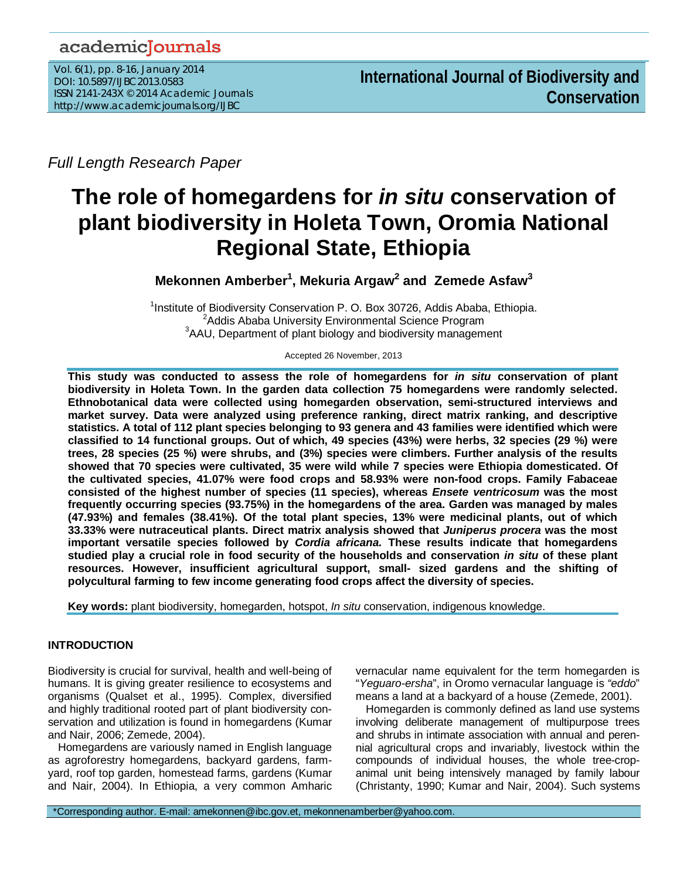Full Length Research Paper

# The role of homegardens for *in situ* conservation of plant biodiversity in Holeta Town, Oromia National Regional State, Ethiopia

**Mekonnen Amberber[1], Mekuria Argaw[2] and Zemede Asfaw[3]**

[1]Institute of Biodiversity Conservation P. O. Box 30726, Addis Ababa, Ethiopia.
[2]Addis Ababa University Environmental Science Program
[3]AAU, Department of plant biology and biodiversity management

Accepted 26 November, 2013

**This study was conducted to assess the role of homegardens for *in situ* conservation of plant biodiversity in Holeta Town. In the garden data collection 75 homegardens were randomly selected. Ethnobotanical data were collected using homegarden observation, semi-structured interviews and market survey. Data were analyzed using preference ranking, direct matrix ranking, and descriptive statistics. A total of 112 plant species belonging to 93 genera and 43 families were identified which were classified to 14 functional groups. Out of which, 49 species (43%) were herbs, 32 species (29 %) were trees, 28 species (25 %) were shrubs, and (3%) species were climbers. Further analysis of the results showed that 70 species were cultivated, 35 were wild while 7 species were Ethiopia domesticated. Of the cultivated species, 41.07% were food crops and 58.93% were non-food crops. Family Fabaceae consisted of the highest number of species (11 species), whereas *Ensete ventricosum* was the most frequently occurring species (93.75%) in the homegardens of the area. Garden was managed by males (47.93%) and females (38.41%). Of the total plant species, 13% were medicinal plants, out of which 33.33% were nutraceutical plants. Direct matrix analysis showed that *Juniperus procera* was the most important versatile species followed by *Cordia africana.* These results indicate that homegardens studied play a crucial role in food security of the households and conservation *in situ* of these plant resources. However, insufficient agricultural support, small- sized gardens and the shifting of polycultural farming to few income generating food crops affect the diversity of species.**

**Key words:** plant biodiversity, homegarden, hotspot, *In situ* conservation, indigenous knowledge.

## INTRODUCTION

Biodiversity is crucial for survival, health and well-being of humans. It is giving greater resilience to ecosystems and organisms (Qualset et al., 1995). Complex, diversified and highly traditional rooted part of plant biodiversity conservation and utilization is found in homegardens (Kumar and Nair, 2006; Zemede, 2004).

Homegardens are variously named in English language as agroforestry homegardens, backyard gardens, farmyard, roof top garden, homestead farms, gardens (Kumar and Nair, 2004). In Ethiopia, a very common Amharic vernacular name equivalent for the term homegarden is "*Yeguaro-ersha*", in Oromo vernacular language is *"eddo*" means a land at a backyard of a house (Zemede, 2001).

Homegarden is commonly defined as land use systems involving deliberate management of multipurpose trees and shrubs in intimate association with annual and perennial agricultural crops and invariably, livestock within the compounds of individual houses, the whole tree-crop-animal unit being intensively managed by family labour (Christanty, 1990; Kumar and Nair, 2004). Such systems

*Corresponding author. E-mail: amekonnen@ibc.gov.et, mekonnenamberber@yahoo.com.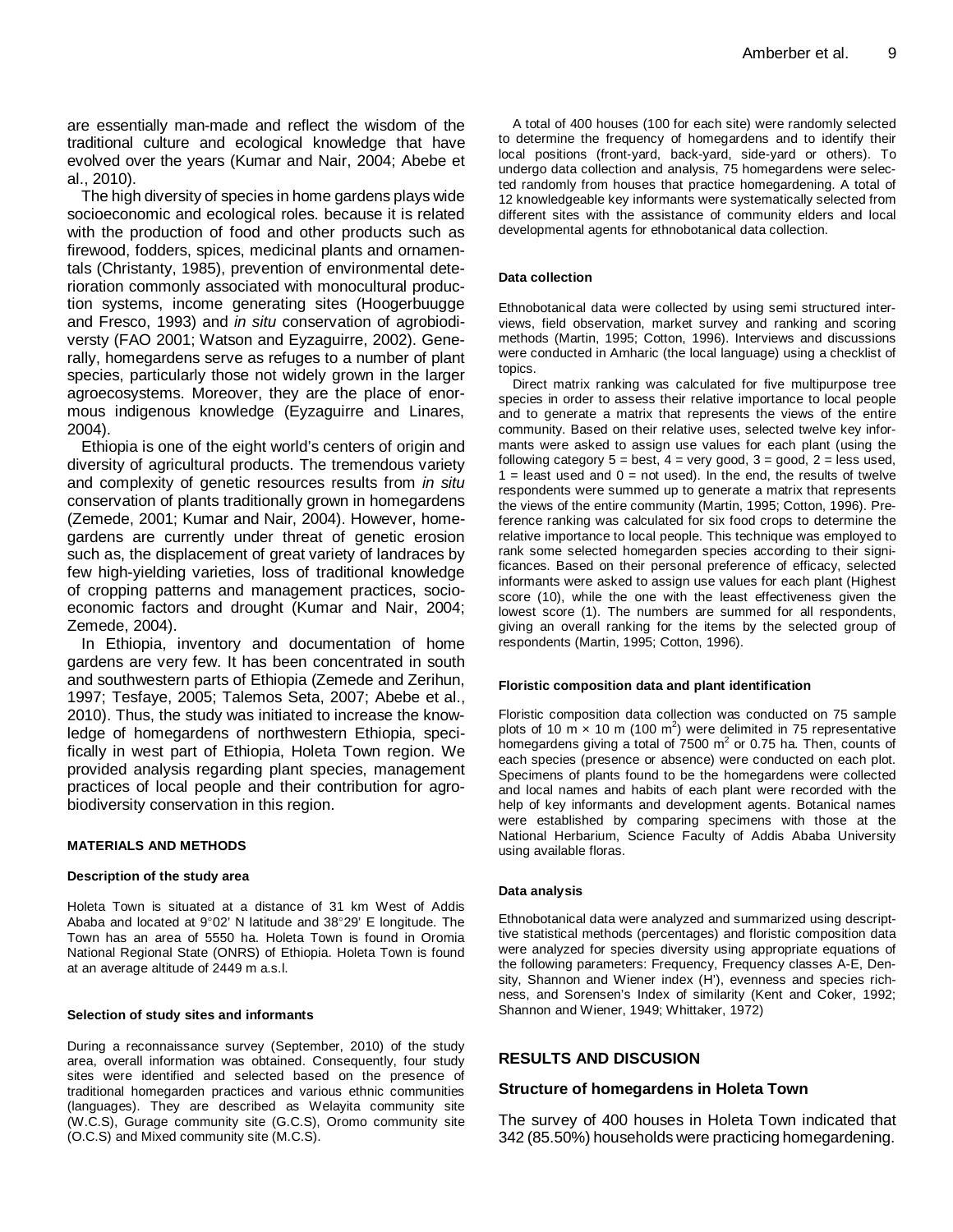are essentially man-made and reflect the wisdom of the traditional culture and ecological knowledge that have evolved over the years (Kumar and Nair, 2004; Abebe et al., 2010).

The high diversity of species in home gardens plays wide socioeconomic and ecological roles. because it is related with the production of food and other products such as firewood, fodders, spices, medicinal plants and ornamentals (Christanty, 1985), prevention of environmental deterioration commonly associated with monocultural production systems, income generating sites (Hoogerbuugge and Fresco, 1993) and *in situ* conservation of agrobiodiversty (FAO 2001; Watson and Eyzaguirre, 2002). Generally, homegardens serve as refuges to a number of plant species, particularly those not widely grown in the larger agroecosystems. Moreover, they are the place of enormous indigenous knowledge (Eyzaguirre and Linares, 2004).

Ethiopia is one of the eight world's centers of origin and diversity of agricultural products. The tremendous variety and complexity of genetic resources results from *in situ* conservation of plants traditionally grown in homegardens (Zemede, 2001; Kumar and Nair, 2004). However, homegardens are currently under threat of genetic erosion such as, the displacement of great variety of landraces by few high-yielding varieties, loss of traditional knowledge of cropping patterns and management practices, socio-economic factors and drought (Kumar and Nair, 2004; Zemede, 2004).

In Ethiopia, inventory and documentation of home gardens are very few. It has been concentrated in south and southwestern parts of Ethiopia (Zemede and Zerihun, 1997; Tesfaye, 2005; Talemos Seta, 2007; Abebe et al., 2010). Thus, the study was initiated to increase the knowledge of homegardens of northwestern Ethiopia, specifically in west part of Ethiopia, Holeta Town region. We provided analysis regarding plant species, management practices of local people and their contribution for agrobiodiversity conservation in this region.

## MATERIALS AND METHODS

### Description of the study area

Holeta Town is situated at a distance of 31 km West of Addis Ababa and located at 9°02' N latitude and 38°29' E longitude. The Town has an area of 5550 ha. Holeta Town is found in Oromia National Regional State (ONRS) of Ethiopia. Holeta Town is found at an average altitude of 2449 m a.s.l.

### Selection of study sites and informants

During a reconnaissance survey (September, 2010) of the study area, overall information was obtained. Consequently, four study sites were identified and selected based on the presence of traditional homegarden practices and various ethnic communities (languages). They are described as Welayita community site (W.C.S), Gurage community site (G.C.S), Oromo community site (O.C.S) and Mixed community site (M.C.S).

A total of 400 houses (100 for each site) were randomly selected to determine the frequency of homegardens and to identify their local positions (front-yard, back-yard, side-yard or others). To undergo data collection and analysis, 75 homegardens were selected randomly from houses that practice homegardening. A total of 12 knowledgeable key informants were systematically selected from different sites with the assistance of community elders and local developmental agents for ethnobotanical data collection.

### Data collection

Ethnobotanical data were collected by using semi structured interviews, field observation, market survey and ranking and scoring methods (Martin, 1995; Cotton, 1996). Interviews and discussions were conducted in Amharic (the local language) using a checklist of topics.

Direct matrix ranking was calculated for five multipurpose tree species in order to assess their relative importance to local people and to generate a matrix that represents the views of the entire community. Based on their relative uses, selected twelve key informants were asked to assign use values for each plant (using the following category 5 = best, 4 = very good, 3 = good, 2 = less used, 1 = least used and 0 = not used). In the end, the results of twelve respondents were summed up to generate a matrix that represents the views of the entire community (Martin, 1995; Cotton, 1996). Preference ranking was calculated for six food crops to determine the relative importance to local people. This technique was employed to rank some selected homegarden species according to their significances. Based on their personal preference of efficacy, selected informants were asked to assign use values for each plant (Highest score (10), while the one with the least effectiveness given the lowest score (1). The numbers are summed for all respondents, giving an overall ranking for the items by the selected group of respondents (Martin, 1995; Cotton, 1996).

### Floristic composition data and plant identification

Floristic composition data collection was conducted on 75 sample plots of 10 m × 10 m (100 $m^2$) were delimited in 75 representative homegardens giving a total of 7500 $m^2$ or 0.75 ha. Then, counts of each species (presence or absence) were conducted on each plot. Specimens of plants found to be the homegardens were collected and local names and habits of each plant were recorded with the help of key informants and development agents. Botanical names were established by comparing specimens with those at the National Herbarium, Science Faculty of Addis Ababa University using available floras.

### Data analysis

Ethnobotanical data were analyzed and summarized using descripttive statistical methods (percentages) and floristic composition data were analyzed for species diversity using appropriate equations of the following parameters: Frequency, Frequency classes A-E, Density, Shannon and Wiener index (H'), evenness and species richness, and Sorensen's Index of similarity (Kent and Coker, 1992; Shannon and Wiener, 1949; Whittaker, 1972)

## RESULTS AND DISCUSION

### Structure of homegardens in Holeta Town

The survey of 400 houses in Holeta Town indicated that 342 (85.50%) households were practicing homegardening.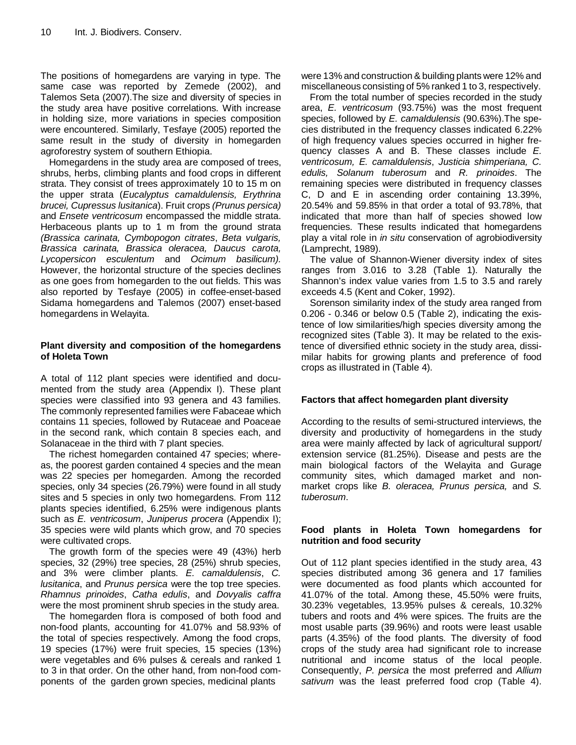The positions of homegardens are varying in type. The same case was reported by Zemede (2002), and Talemos Seta (2007).The size and diversity of species in the study area have positive correlations. With increase in holding size, more variations in species composition were encountered. Similarly, Tesfaye (2005) reported the same result in the study of diversity in homegarden agroforestry system of southern Ethiopia.

Homegardens in the study area are composed of trees, shrubs, herbs, climbing plants and food crops in different strata. They consist of trees approximately 10 to 15 m on the upper strata (*Eucalyptus camaldulensis, Erythrina brucei, Cupressus lusitanica*). Fruit crops *(Prunus persica)* and *Ensete ventricosum* encompassed the middle strata. Herbaceous plants up to 1 m from the ground strata *(Brassica carinata, Cymbopogon citrates*, *Beta vulgaris, Brassica carinata, Brassica oleracea, Daucus carota, Lycopersicon esculentum* and *Ocimum basilicum).* However, the horizontal structure of the species declines as one goes from homegarden to the out fields. This was also reported by Tesfaye (2005) in coffee-enset-based Sidama homegardens and Talemos (2007) enset-based homegardens in Welayita.

### Plant diversity and composition of the homegardens of Holeta Town

A total of 112 plant species were identified and documented from the study area (Appendix I). These plant species were classified into 93 genera and 43 families. The commonly represented families were Fabaceae which contains 11 species, followed by Rutaceae and Poaceae in the second rank, which contain 8 species each, and Solanaceae in the third with 7 plant species.

The richest homegarden contained 47 species; whereas, the poorest garden contained 4 species and the mean was 22 species per homegarden. Among the recorded species, only 34 species (26.79%) were found in all study sites and 5 species in only two homegardens. From 112 plants species identified, 6.25% were indigenous plants such as *E. ventricosum*, *Juniperus procera* (Appendix I); 35 species were wild plants which grow, and 70 species were cultivated crops.

The growth form of the species were 49 (43%) herb species, 32 (29%) tree species, 28 (25%) shrub species, and 3% were climber plants. *E. camaldulensis*, *C. lusitanica*, and *Prunus persica* were the top tree species. *Rhamnus prinoides*, *Catha edulis*, and *Dovyalis caffra* were the most prominent shrub species in the study area.

The homegarden flora is composed of both food and non-food plants, accounting for 41.07% and 58.93% of the total of species respectively. Among the food crops, 19 species (17%) were fruit species, 15 species (13%) were vegetables and 6% pulses & cereals and ranked 1 to 3 in that order. On the other hand, from non-food components of the garden grown species, medicinal plants were 13% and construction & building plants were 12% and miscellaneous consisting of 5% ranked 1 to 3, respectively.

From the total number of species recorded in the study area, *E. ventricosum* (93.75%) was the most frequent species, followed by *E. camaldulensis* (90.63%).The species distributed in the frequency classes indicated 6.22% of high frequency values species occurred in higher frequency classes A and B. These classes include *E. ventricosum, E. camaldulensis*, *Justicia shimperiana, C. edulis, Solanum tuberosum* and *R. prinoides*. The remaining species were distributed in frequency classes C, D and E in ascending order containing 13.39%, 20.54% and 59.85% in that order a total of 93.78%, that indicated that more than half of species showed low frequencies. These results indicated that homegardens play a vital role in *in situ* conservation of agrobiodiversity (Lamprecht, 1989).

The value of Shannon-Wiener diversity index of sites ranges from 3.016 to 3.28 (Table 1). Naturally the Shannon's index value varies from 1.5 to 3.5 and rarely exceeds 4.5 (Kent and Coker, 1992).

Sorenson similarity index of the study area ranged from 0.206 - 0.346 or below 0.5 (Table 2), indicating the existence of low similarities/high species diversity among the recognized sites (Table 3). It may be related to the existence of diversified ethnic society in the study area, dissimilar habits for growing plants and preference of food crops as illustrated in (Table 4).

### Factors that affect homegarden plant diversity

According to the results of semi-structured interviews, the diversity and productivity of homegardens in the study area were mainly affected by lack of agricultural support/ extension service (81.25%). Disease and pests are the main biological factors of the Welayita and Gurage community sites, which damaged market and non-market crops like *B. oleracea, Prunus persica,* and *S. tuberosum*.

### Food plants in Holeta Town homegardens for nutrition and food security

Out of 112 plant species identified in the study area, 43 species distributed among 36 genera and 17 families were documented as food plants which accounted for 41.07% of the total. Among these, 45.50% were fruits, 30.23% vegetables, 13.95% pulses & cereals, 10.32% tubers and roots and 4% were spices. The fruits are the most usable parts (39.96%) and roots were least usable parts (4.35%) of the food plants. The diversity of food crops of the study area had significant role to increase nutritional and income status of the local people. Consequently, *P. persica* the most preferred and *Allium sativum* was the least preferred food crop (Table 4).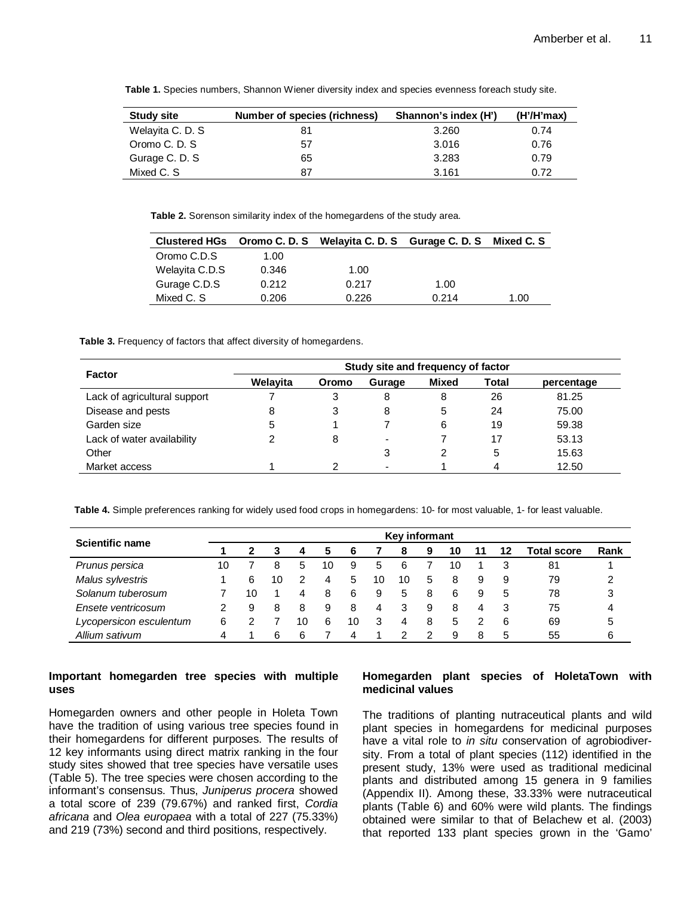**Table 1.** Species numbers, Shannon Wiener diversity index and species evenness foreach study site.

| Study site | Number of species (richness) | Shannon's index (H') | (H'/H'max) |
|---|---|---|---|
| Welayita C. D. S | 81 | 3.260 | 0.74 |
| Oromo C. D. S | 57 | 3.016 | 0.76 |
| Gurage C. D. S | 65 | 3.283 | 0.79 |
| Mixed C. S | 87 | 3.161 | 0.72 |

**Table 2.** Sorenson similarity index of the homegardens of the study area.

| Clustered HGs | Oromo C. D. S | Welayita C. D. S | Gurage C. D. S | Mixed C. S |
|---|---|---|---|---|
| Oromo C.D.S | 1.00 | | | |
| Welayita C.D.S | 0.346 | 1.00 | | |
| Gurage C.D.S | 0.212 | 0.217 | 1.00 | |
| Mixed C. S | 0.206 | 0.226 | 0.214 | 1.00 |

**Table 3.** Frequency of factors that affect diversity of homegardens.

| Factor | Study site and frequency of factor | | | | | |
|---|---|---|---|---|---|---|
| | Welayita | Oromo | Gurage | Mixed | Total | percentage |
| Lack of agricultural support | 7 | 3 | 8 | 8 | 26 | 81.25 |
| Disease and pests | 8 | 3 | 8 | 5 | 24 | 75.00 |
| Garden size | 5 | 1 | 7 | 6 | 19 | 59.38 |
| Lack of water availability | 2 | 8 | - | 7 | 17 | 53.13 |
| Other | | | 3 | 2 | 5 | 15.63 |
| Market access | 1 | 2 | - | 1 | 4 | 12.50 |

**Table 4.** Simple preferences ranking for widely used food crops in homegardens: 10- for most valuable, 1- for least valuable.

| Scientific name | Key informant | | | | | | | | | | | | | |
|---|---|---|---|---|---|---|---|---|---|---|---|---|---|---|
| | 1 | 2 | 3 | 4 | 5 | 6 | 7 | 8 | 9 | 10 | 11 | 12 | Total score | Rank |
| *Prunus persica* | 10 | 7 | 8 | 5 | 10 | 9 | 5 | 6 | 7 | 10 | 1 | 3 | 81 | 1 |
| *Malus sylvestris* | 1 | 6 | 10 | 2 | 4 | 5 | 10 | 10 | 5 | 8 | 9 | 9 | 79 | 2 |
| *Solanum tuberosum* | 7 | 10 | 1 | 4 | 8 | 6 | 9 | 5 | 8 | 6 | 9 | 5 | 78 | 3 |
| *Ensete ventricosum* | 2 | 9 | 8 | 8 | 9 | 8 | 4 | 3 | 9 | 8 | 4 | 3 | 75 | 4 |
| *Lycopersicon esculentum* | 6 | 2 | 7 | 10 | 6 | 10 | 3 | 4 | 8 | 5 | 2 | 6 | 69 | 5 |
| *Allium sativum* | 4 | 1 | 6 | 6 | 7 | 4 | 1 | 2 | 2 | 9 | 8 | 5 | 55 | 6 |

### Important homegarden tree species with multiple uses

Homegarden owners and other people in Holeta Town have the tradition of using various tree species found in their homegardens for different purposes. The results of 12 key informants using direct matrix ranking in the four study sites showed that tree species have versatile uses (Table 5). The tree species were chosen according to the informant's consensus. Thus, *Juniperus procera* showed a total score of 239 (79.67%) and ranked first, *Cordia africana* and *Olea europaea* with a total of 227 (75.33%) and 219 (73%) second and third positions, respectively.

### Homegarden plant species of HoletaTown with medicinal values

The traditions of planting nutraceutical plants and wild plant species in homegardens for medicinal purposes have a vital role to *in situ* conservation of agrobiodiversity. From a total of plant species (112) identified in the present study, 13% were used as traditional medicinal plants and distributed among 15 genera in 9 families (Appendix II). Among these, 33.33% were nutraceutical plants (Table 6) and 60% were wild plants. The findings obtained were similar to that of Belachew et al. (2003) that reported 133 plant species grown in the 'Gamo'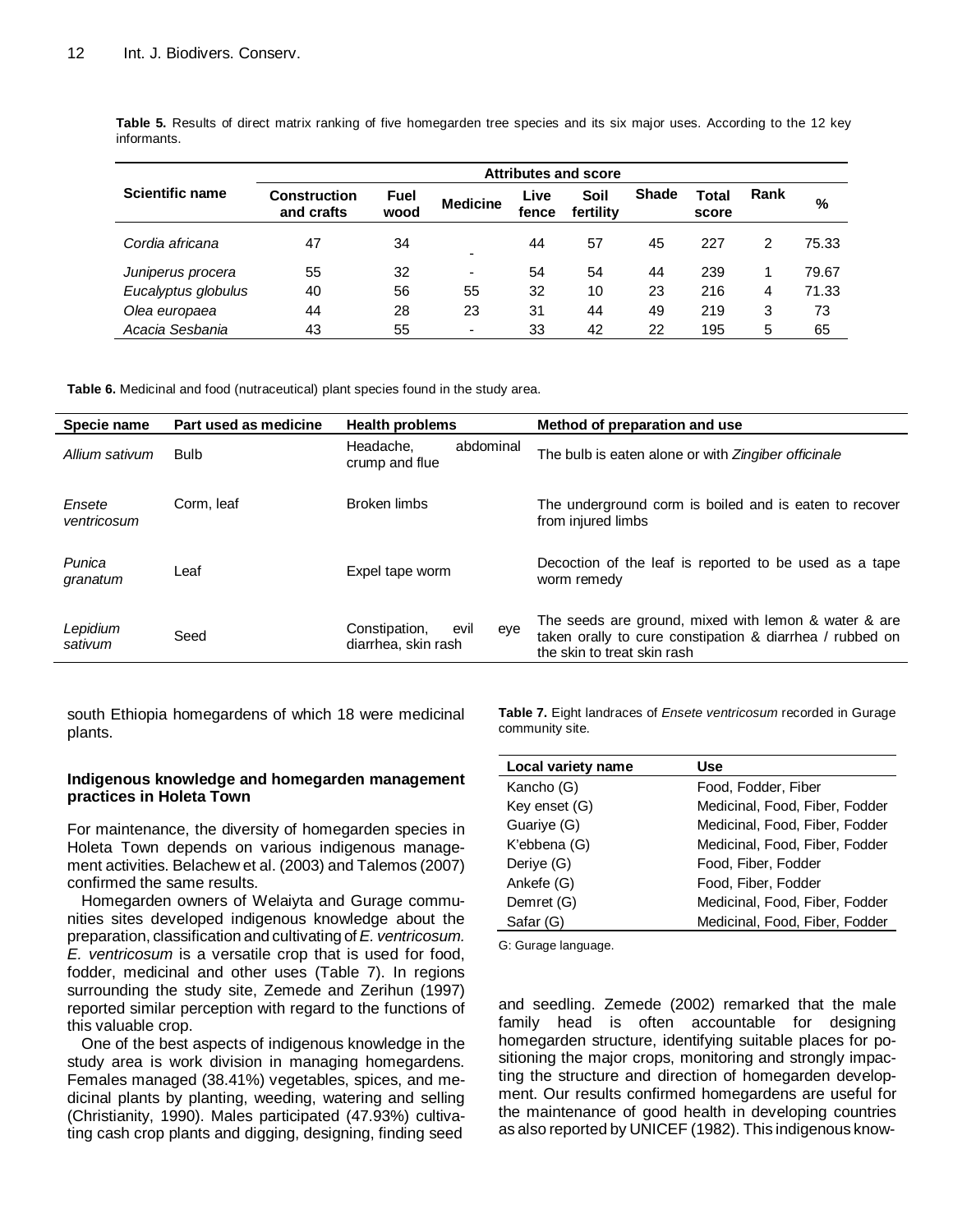**Table 5.** Results of direct matrix ranking of five homegarden tree species and its six major uses. According to the 12 key informants.

| Scientific name | Attributes and score | | | | | | | | |
|---|---|---|---|---|---|---|---|---|---|
| | Construction and crafts | Fuel wood | Medicine | Live fence | Soil fertility | Shade | Total score | Rank | % |
| *Cordia africana* | 47 | 34 | - | 44 | 57 | 45 | 227 | 2 | 75.33 |
| *Juniperus procera* | 55 | 32 | - | 54 | 54 | 44 | 239 | 1 | 79.67 |
| *Eucalyptus globulus* | 40 | 56 | 55 | 32 | 10 | 23 | 216 | 4 | 71.33 |
| *Olea europaea* | 44 | 28 | 23 | 31 | 44 | 49 | 219 | 3 | 73 |
| *Acacia Sesbania* | 43 | 55 | - | 33 | 42 | 22 | 195 | 5 | 65 |

**Table 6.** Medicinal and food (nutraceutical) plant species found in the study area.

| Specie name | Part used as medicine | Health problems | Method of preparation and use |
|---|---|---|---|
| *Allium sativum* | Bulb | Headache, abdominal crump and flue | The bulb is eaten alone or with *Zingiber officinale* |
| *Ensete ventricosum* | Corm, leaf | Broken limbs | The underground corm is boiled and is eaten to recover from injured limbs |
| *Punica granatum* | Leaf | Expel tape worm | Decoction of the leaf is reported to be used as a tape worm remedy |
| *Lepidium sativum* | Seed | Constipation, evil eye diarrhea, skin rash | The seeds are ground, mixed with lemon & water & are taken orally to cure constipation & diarrhea / rubbed on the skin to treat skin rash |

south Ethiopia homegardens of which 18 were medicinal plants.

### Indigenous knowledge and homegarden management practices in Holeta Town

For maintenance, the diversity of homegarden species in Holeta Town depends on various indigenous management activities. Belachew et al. (2003) and Talemos (2007) confirmed the same results.

Homegarden owners of Welaiyta and Gurage communities sites developed indigenous knowledge about the preparation, classification and cultivating of *E. ventricosum. E. ventricosum* is a versatile crop that is used for food, fodder, medicinal and other uses (Table 7). In regions surrounding the study site, Zemede and Zerihun (1997) reported similar perception with regard to the functions of this valuable crop.

One of the best aspects of indigenous knowledge in the study area is work division in managing homegardens. Females managed (38.41%) vegetables, spices, and medicinal plants by planting, weeding, watering and selling (Christianity, 1990). Males participated (47.93%) cultivating cash crop plants and digging, designing, finding seed and seedling. Zemede (2002) remarked that the male family head is often accountable for designing homegarden structure, identifying suitable places for positioning the major crops, monitoring and strongly impacting the structure and direction of homegarden development. Our results confirmed homegardens are useful for the maintenance of good health in developing countries as also reported by UNICEF (1982). This indigenous know-

**Table 7.** Eight landraces of *Ensete ventricosum* recorded in Gurage community site.

| Local variety name | Use |
|---|---|
| Kancho (G) | Food, Fodder, Fiber |
| Key enset (G) | Medicinal, Food, Fiber, Fodder |
| Guariye (G) | Medicinal, Food, Fiber, Fodder |
| K'ebbena (G) | Medicinal, Food, Fiber, Fodder |
| Deriye (G) | Food, Fiber, Fodder |
| Ankefe (G) | Food, Fiber, Fodder |
| Demret (G) | Medicinal, Food, Fiber, Fodder |
| Safar (G) | Medicinal, Food, Fiber, Fodder |

G: Gurage language.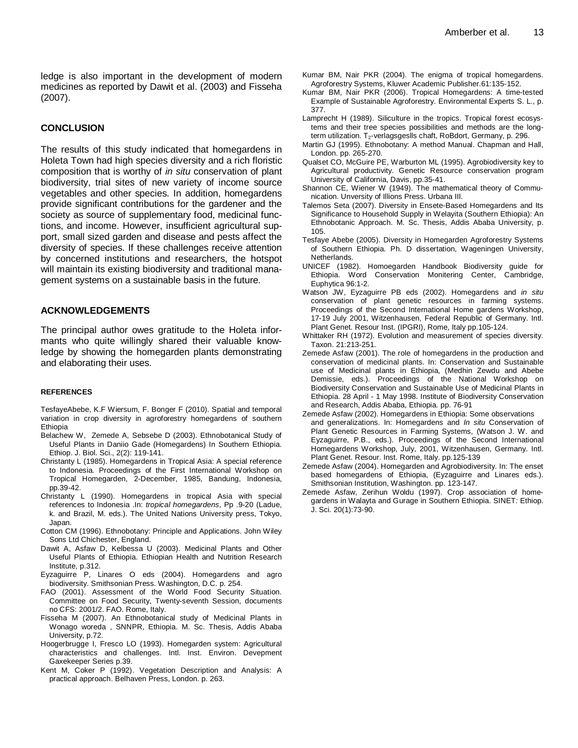ledge is also important in the development of modern medicines as reported by Dawit et al. (2003) and Fisseha (2007).

## CONCLUSION

The results of this study indicated that homegardens in Holeta Town had high species diversity and a rich floristic composition that is worthy of *in situ* conservation of plant biodiversity, trial sites of new variety of income source vegetables and other species. In addition, homegardens provide significant contributions for the gardener and the society as source of supplementary food, medicinal functions, and income. However, insufficient agricultural support, small sized garden and disease and pests affect the diversity of species. If these challenges receive attention by concerned institutions and researchers, the hotspot will maintain its existing biodiversity and traditional management systems on a sustainable basis in the future.

## ACKNOWLEDGEMENTS

The principal author owes gratitude to the Holeta informants who quite willingly shared their valuable knowledge by showing the homegarden plants demonstrating and elaborating their uses.

### REFERENCES

TesfayeAbebe, K.F Wiersum, F. Bonger F (2010). Spatial and temporal variation in crop diversity in agroforestry homegardens of southern Ethiopia

Belachew W, Zemede A, Sebsebe D (2003). Ethnobotanical Study of Useful Plants in Daniio Gade (Homegardens) In Southern Ethiopia. Ethiop. J. Biol. Sci., 2(2): 119-141.

Christanty L (1985). Homegardens in Tropical Asia: A special reference to Indonesia. Proceedings of the First International Workshop on Tropical Homegarden, 2-December, 1985, Bandung, Indonesia, pp.39-42.

Christanty L (1990). Homegardens in tropical Asia with special references to Indonesia .In: *tropical homegardens*, Pp .9-20 (Ladue, k. and Brazil, M. eds.). The United Nations University press, Tokyo, Japan.

Cotton CM (1996). Ethnobotany: Principle and Applications. John Wiley Sons Ltd Chichester, England.

Dawit A, Asfaw D, Kelbessa U (2003). Medicinal Plants and Other Useful Plants of Ethiopia. Ethiopian Health and Nutrition Research Institute, p.312.

Eyzaguirre P, Linares O eds (2004). Homegardens and agro biodiversity. Smithsonian Press. Washington, D.C. p. 254.

FAO (2001). Assessment of the World Food Security Situation. Committee on Food Security, Twenty-seventh Session, documents no CFS: 2001/2. FAO. Rome, Italy.

Fisseha M (2007). An Ethnobotanical study of Medicinal Plants in Wonago woreda , SNNPR, Ethiopia. M. Sc. Thesis, Addis Ababa University, p.72.

Hoogerbrugge I, Fresco LO (1993). Homegarden system: Agricultural characteristics and challenges. Intl. Inst. Environ. Devepment Gaxekeeper Series p.39.

Kent M, Coker P (1992). Vegetation Description and Analysis: A practical approach. Belhaven Press, London. p. 263.

Kumar BM, Nair PKR (2004). The enigma of tropical homegardens. Agroforestry Systems, Kluwer Academic Publisher.61:135-152.

Kumar BM, Nair PKR (2006). Tropical Homegardens: A time-tested Example of Sustainable Agroforestry. Environmental Experts S. L., p. 377.

Lamprecht H (1989). Siliculture in the tropics. Tropical forest ecosystems and their tree species possibilities and methods are the long-term utilization. $T_2$-verlagsgeslls chaft, RoBdort, Germany, p. 296.

Martin GJ (1995). Ethnobotany: A method Manual. Chapman and Hall, London. pp. 265-270.

Qualset CO, McGuire PE, Warburton ML (1995). Agrobiodiversity key to Agricultural productivity. Genetic Resource conservation program University of California, Davis, pp.35-41.

Shannon CE, Wiener W (1949). The mathematical theory of Communication. Unversity of Illions Press. Urbana III.

Talemos Seta (2007). Diversity in Ensete-Based Homegardens and Its Significance to Household Supply in Welayita (Southern Ethiopia): An Ethnobotanic Approach. M. Sc. Thesis, Addis Ababa University, p. 105.

Tesfaye Abebe (2005). Diversity in Homegarden Agroforestry Systems of Southern Ethiopia. Ph. D dissertation, Wageningen University, Netherlands.

UNICEF (1982). Homoegarden Handbook Biodiversity guide for Ethiopia. Word Conservation Monitering Center, Cambridge, Euphytica 96:1-2.

Watson JW, Eyzaguirre PB eds (2002). Homegardens and *in situ* conservation of plant genetic resources in farming systems. Proceedings of the Second International Home gardens Workshop, 17-19 July 2001, Witzenhausen, Federal Republic of Germany. Intl. Plant Genet. Resour Inst. (IPGRI), Rome, Italy pp.105-124.

Whittaker RH (1972). Evolution and measurement of species diversity. Taxon. 21:213-251.

Zemede Asfaw (2001). The role of homegardens in the production and conservation of medicinal plants. In: Conservation and Sustainable use of Medicinal plants in Ethiopia, (Medhin Zewdu and Abebe Demissie, eds.). Proceedings of the National Workshop on Biodiversity Conservation and Sustainable Use of Medicinal Plants in Ethiopia. 28 April - 1 May 1998. Institute of Biodiversity Conservation and Research, Addis Ababa, Ethiopia. pp. 76-91

Zemede Asfaw (2002). Homegardens in Ethiopia: Some observations and generalizations. In: Homegardens and *In situ* Conservation of Plant Genetic Resources in Farming Systems, (Watson J. W. and Eyzaguirre, P.B., eds.). Proceedings of the Second International Homegardens Workshop, July, 2001, Witzenhausen, Germany. Intl. Plant Genet. Resour. Inst. Rome, Italy. pp.125-139

Zemede Asfaw (2004). Homegarden and Agrobiodiversity. In: The enset based homegardens of Ethiopia, (Eyzaguirre and Linares eds.). Smithsonian Institution, Washington. pp. 123-147.

Zemede Asfaw, Zerihun Woldu (1997). Crop association of homegardens in Walayta and Gurage in Southern Ethiopia. SINET*:* Ethiop. J. Sci. 20(1):73-90.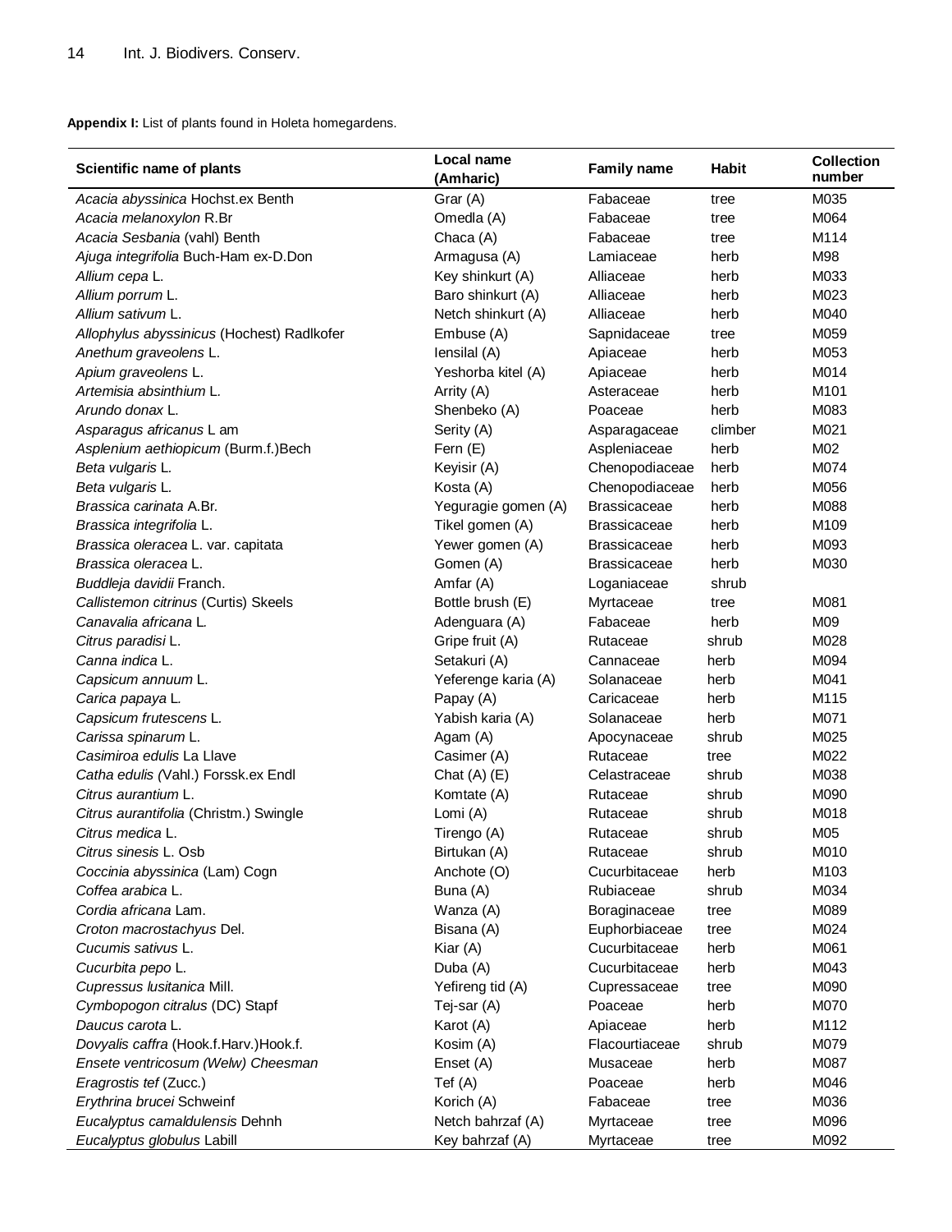**Appendix I:** List of plants found in Holeta homegardens.

| Scientific name of plants | Local name (Amharic) | Family name | Habit | Collection number |
|---|---|---|---|---|
| *Acacia abyssinica* Hochst.ex Benth | Grar (A) | Fabaceae | tree | M035 |
| *Acacia melanoxylon* R.Br | Omedla (A) | Fabaceae | tree | M064 |
| *Acacia Sesbania* (vahl) Benth | Chaca (A) | Fabaceae | tree | M114 |
| *Ajuga integrifolia* Buch-Ham ex-D.Don | Armagusa (A) | Lamiaceae | herb | M98 |
| *Allium cepa* L. | Key shinkurt (A) | Alliaceae | herb | M033 |
| *Allium porrum* L. | Baro shinkurt (A) | Alliaceae | herb | M023 |
| *Allium sativum* L. | Netch shinkurt (A) | Alliaceae | herb | M040 |
| *Allophylus abyssinicus* (Hochest) Radlkofer | Embuse (A) | Sapnidaceae | tree | M059 |
| *Anethum graveolens* L. | Iensilal (A) | Apiaceae | herb | M053 |
| *Apium graveolens* L. | Yeshorba kitel (A) | Apiaceae | herb | M014 |
| *Artemisia absinthium* L. | Arrity (A) | Asteraceae | herb | M101 |
| *Arundo donax* L. | Shenbeko (A) | Poaceae | herb | M083 |
| *Asparagus africanus* L am | Serity (A) | Asparagaceae | climber | M021 |
| *Asplenium aethiopicum* (Burm.f.)Bech | Fern (E) | Aspleniaceae | herb | M02 |
| *Beta vulgaris* L. | Keyisir (A) | Chenopodiaceae | herb | M074 |
| *Beta vulgaris* L. | Kosta (A) | Chenopodiaceae | herb | M056 |
| *Brassica carinata* A.Br. | Yegurage gomen (A) | Brassicaceae | herb | M088 |
| *Brassica integrifolia* L. | Tikel gomen (A) | Brassicaceae | herb | M109 |
| *Brassica oleracea* L. var. capitata | Yewer gomen (A) | Brassicaceae | herb | M093 |
| *Brassica oleracea* L. | Gomen (A) | Brassicaceae | herb | M030 |
| *Buddleja davidii* Franch. | Amfar (A) | Loganiaceae | shrub | |
| *Callistemon citrinus* (Curtis) Skeels | Bottle brush (E) | Myrtaceae | tree | M081 |
| *Canavalia africana* L. | Adenguara (A) | Fabaceae | herb | M09 |
| *Citrus paradisi* L. | Gripe fruit (A) | Rutaceae | shrub | M028 |
| *Canna indica* L. | Setakuri (A) | Cannaceae | herb | M094 |
| *Capsicum annuum* L. | Yeferenge karia (A) | Solanaceae | herb | M041 |
| *Carica papaya* L. | Papay (A) | Caricaceae | herb | M115 |
| *Capsicum frutescens* L. | Yabish karia (A) | Solanaceae | herb | M071 |
| *Carissa spinarum* L. | Agam (A) | Apocynaceae | shrub | M025 |
| *Casimiroa edulis* La Llave | Casimer (A) | Rutaceae | tree | M022 |
| *Catha edulis (*Vahl.) Forssk.ex Endl | Chat (A) (E) | Celastraceae | shrub | M038 |
| *Citrus aurantium* L. | Komtate (A) | Rutaceae | shrub | M090 |
| *Citrus aurantifolia* (Christm.) Swingle | Lomi (A) | Rutaceae | shrub | M018 |
| *Citrus medica* L. | Tirengo (A) | Rutaceae | shrub | M05 |
| *Citrus sinesis* L. Osb | Birtukan (A) | Rutaceae | shrub | M010 |
| *Coccinia abyssinica* (Lam) Cogn | Anchote (O) | Cucurbitaceae | herb | M103 |
| *Coffea arabica* L. | Buna (A) | Rubiaceae | shrub | M034 |
| *Cordia africana* Lam. | Wanza (A) | Boraginaceae | tree | M089 |
| *Croton macrostachyus* Del. | Bisana (A) | Euphorbiaceae | tree | M024 |
| *Cucumis sativus* L. | Kiar (A) | Cucurbitaceae | herb | M061 |
| *Cucurbita pepo* L. | Duba (A) | Cucurbitaceae | herb | M043 |
| *Cupressus lusitanica* Mill. | Yefireng tid (A) | Cupressaceae | tree | M090 |
| *Cymbopogon citralus* (DC) Stapf | Tej-sar (A) | Poaceae | herb | M070 |
| *Daucus carota* L. | Karot (A) | Apiaceae | herb | M112 |
| *Dovyalis caffra* (Hook.f.Harv.)Hook.f. | Kosim (A) | Flacourtiaceae | shrub | M079 |
| *Ensete ventricosum (Welw) Cheesman* | Enset (A) | Musaceae | herb | M087 |
| *Eragrostis tef* (Zucc.) | Tef (A) | Poaceae | herb | M046 |
| *Erythrina brucei* Schweinf | Korich (A) | Fabaceae | tree | M036 |
| *Eucalyptus camaldulensis* Dehnh | Netch bahrzaf (A) | Myrtaceae | tree | M096 |
| *Eucalyptus globulus* Labill | Key bahrzaf (A) | Myrtaceae | tree | M092 |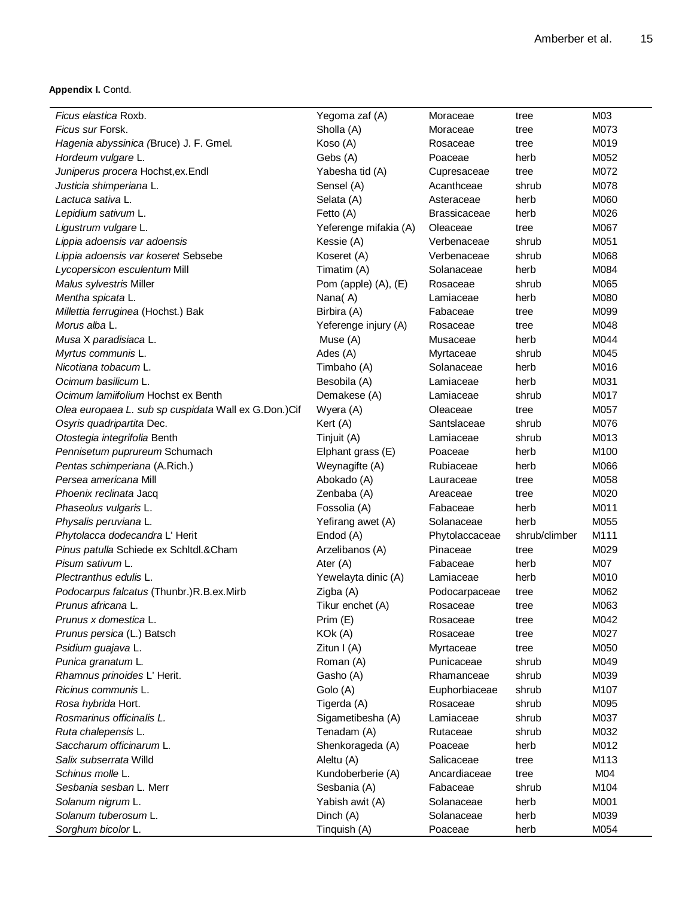**Appendix I.** Contd.

| | | | | |
|---|---|---|---|---|
| *Ficus elastica* Roxb. | Yegoma zaf (A) | Moraceae | tree | M03 |
| *Ficus sur* Forsk. | Sholla (A) | Moraceae | tree | M073 |
| *Hagenia abyssinica (*Bruce) J. F. Gmel. | Koso (A) | Rosaceae | tree | M019 |
| *Hordeum vulgare* L. | Gebs (A) | Poaceae | herb | M052 |
| *Juniperus procera* Hochst,ex.Endl | Yabesha tid (A) | Cupresaceae | tree | M072 |
| *Justicia shimperiana* L. | Sensel (A) | Acanthceae | shrub | M078 |
| *Lactuca sativa* L. | Selata (A) | Asteraceae | herb | M060 |
| *Lepidium sativum* L. | Fetto (A) | Brassicaceae | herb | M026 |
| *Ligustrum vulgare* L. | Yeferenge mifakia (A) | Oleaceae | tree | M067 |
| *Lippia adoensis var adoensis* | Kessie (A) | Verbenaceae | shrub | M051 |
| *Lippia adoensis var koseret* Sebsebe | Koseret (A) | Verbenaceae | shrub | M068 |
| *Lycopersicon esculentum* Mill | Timatim (A) | Solanaceae | herb | M084 |
| *Malus sylvestris* Miller | Pom (apple) (A), (E) | Rosaceae | shrub | M065 |
| *Mentha spicata* L. | Nana( A) | Lamiaceae | herb | M080 |
| *Millettia ferruginea* (Hochst.) Bak | Birbira (A) | Fabaceae | tree | M099 |
| *Morus alba* L. | Yeferenge injury (A) | Rosaceae | tree | M048 |
| *Musa* X *paradisiaca* L. | Muse (A) | Musaceae | herb | M044 |
| *Myrtus communis* L. | Ades (A) | Myrtaceae | shrub | M045 |
| *Nicotiana tobacum* L. | Timbaho (A) | Solanaceae | herb | M016 |
| *Ocimum basilicum* L. | Besobila (A) | Lamiaceae | herb | M031 |
| *Ocimum lamiifolium* Hochst ex Benth | Demakese (A) | Lamiaceae | shrub | M017 |
| *Olea europaea L. sub sp cuspidata* Wall ex G.Don.)Cif | Wyera (A) | Oleaceae | tree | M057 |
| *Osyris quadripartita* Dec. | Kert (A) | Santslaceae | shrub | M076 |
| *Otostegia integrifolia* Benth | Tinjuit (A) | Lamiaceae | shrub | M013 |
| *Pennisetum puprureum* Schumach | Elphant grass (E) | Poaceae | herb | M100 |
| *Pentas schimperiana* (A.Rich.) | Weynagifte (A) | Rubiaceae | herb | M066 |
| *Persea americana* Mill | Abokado (A) | Lauraceae | tree | M058 |
| *Phoenix reclinata* Jacq | Zenbaba (A) | Areaceae | tree | M020 |
| *Phaseolus vulgaris* L. | Fossolia (A) | Fabaceae | herb | M011 |
| *Physalis peruviana* L. | Yefirang awet (A) | Solanaceae | herb | M055 |
| *Phytolacca dodecandra* L' Herit | Endod (A) | Phytolaccaceae | shrub/climber | M111 |
| *Pinus patulla* Schiede ex Schltdl.&Cham | Arzelibanos (A) | Pinaceae | tree | M029 |
| *Pisum sativum* L. | Ater (A) | Fabaceae | herb | M07 |
| *Plectranthus edulis* L. | Yewelayta dinic (A) | Lamiaceae | herb | M010 |
| *Podocarpus falcatus* (Thunbr.)R.B.ex.Mirb | Zigba (A) | Podocarpaceae | tree | M062 |
| *Prunus africana* L. | Tikur enchet (A) | Rosaceae | tree | M063 |
| *Prunus x domestica* L. | Prim (E) | Rosaceae | tree | M042 |
| *Prunus persica* (L.) Batsch | KOk (A) | Rosaceae | tree | M027 |
| *Psidium guajava* L. | Zitun I (A) | Myrtaceae | tree | M050 |
| *Punica granatum* L. | Roman (A) | Punicaceae | shrub | M049 |
| *Rhamnus prinoides* L' Herit. | Gasho (A) | Rhamanceae | shrub | M039 |
| *Ricinus communis* L. | Golo (A) | Euphorbiaceae | shrub | M107 |
| *Rosa hybrida* Hort. | Tigerda (A) | Rosaceae | shrub | M095 |
| *Rosmarinus officinalis L.* | Sigametibesha (A) | Lamiaceae | shrub | M037 |
| *Ruta chalepensis* L. | Tenadam (A) | Rutaceae | shrub | M032 |
| *Saccharum officinarum* L. | Shenkorageda (A) | Poaceae | herb | M012 |
| *Salix subserrata* Willd | Aleltu (A) | Salicaceae | tree | M113 |
| *Schinus molle* L. | Kundoberberie (A) | Ancardiaceae | tree | M04 |
| *Sesbania sesban* L. Merr | Sesbania (A) | Fabaceae | shrub | M104 |
| *Solanum nigrum* L. | Yabish awit (A) | Solanaceae | herb | M001 |
| *Solanum tuberosum* L. | Dinch (A) | Solanaceae | herb | M039 |
| *Sorghum bicolor* L. | Tinquish (A) | Poaceae | herb | M054 |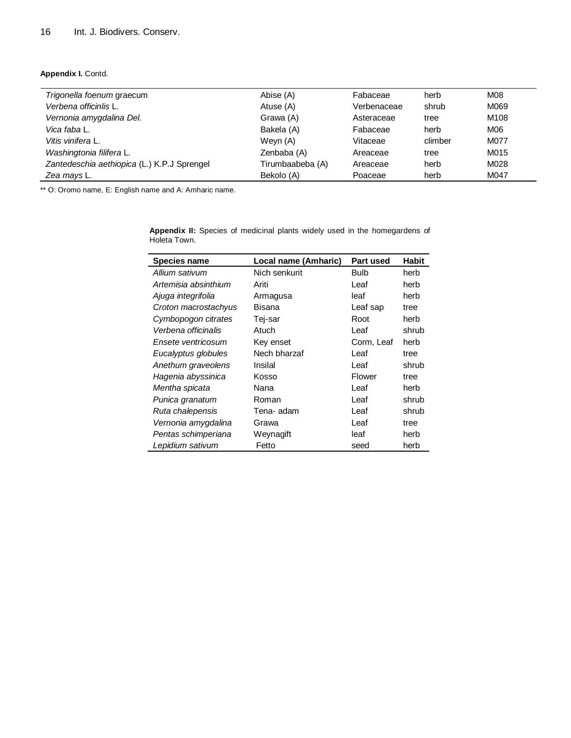**Appendix I.** Contd.

| | | | | |
|---|---|---|---|---|
| *Trigonella foenum* graecum | Abise (A) | Fabaceae | herb | M08 |
| *Verbena officinlis* L. | Atuse (A) | Verbenaceae | shrub | M069 |
| *Vernonia amygdalina Del.* | Grawa (A) | Asteraceae | tree | M108 |
| *Vica faba* L. | Bakela (A) | Fabaceae | herb | M06 |
| *Vitis vinifera* L. | Weyn (A) | Vitaceae | climber | M077 |
| *Washingtonia filifera* L. | Zenbaba (A) | Areaceae | tree | M015 |
| *Zantedeschia aethiopica* (L.) K.P.J Sprengel | Tirumbaabeba (A) | Areaceae | herb | M028 |
| *Zea mays* L. | Bekolo (A) | Poaceae | herb | M047 |

** O: Oromo name, E: English name and A: Amharic name.

**Appendix II:** Species of medicinal plants widely used in the homegardens of Holeta Town.

| Species name | Local name (Amharic) | Part used | Habit |
|---|---|---|---|
| *Allium sativum* | Nich senkurit | Bulb | herb |
| *Artemisia absinthium* | Ariti | Leaf | herb |
| *Ajuga integrifolia* | Armagusa | leaf | herb |
| *Croton macrostachyus* | Bisana | Leaf sap | tree |
| *Cymbopogon citrates* | Tej-sar | Root | herb |
| *Verbena officinalis* | Atuch | Leaf | shrub |
| *Ensete ventricosum* | Key enset | Corm, Leaf | herb |
| *Eucalyptus globules* | Nech bharzaf | Leaf | tree |
| *Anethum graveolens* | Insilal | Leaf | shrub |
| *Hagenia abyssinica* | Kosso | Flower | tree |
| *Mentha spicata* | Nana | Leaf | herb |
| *Punica granatum* | Roman | Leaf | shrub |
| *Ruta chalepensis* | Tena- adam | Leaf | shrub |
| *Vernonia amygdalina* | Grawa | Leaf | tree |
| *Pentas schimperiana* | Weynagift | leaf | herb |
| *Lepidium sativum* | Fetto | seed | herb |